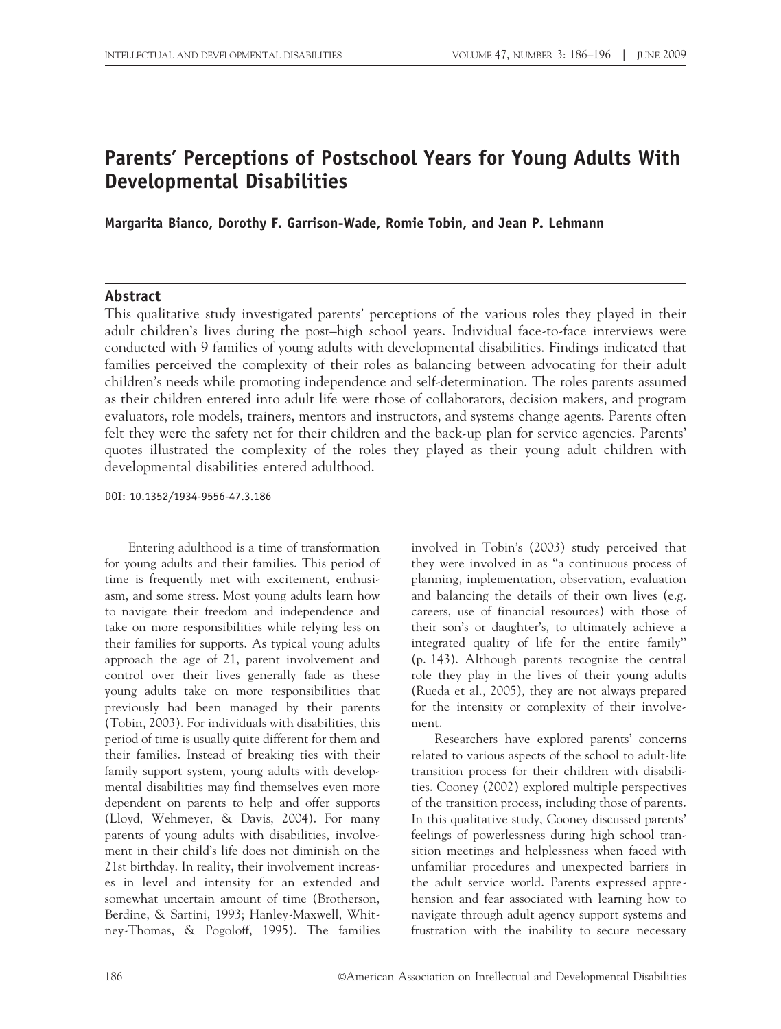# Parents' Perceptions of Postschool Years for Young Adults With Developmental Disabilities

**Margarita Bianco, Dorothy F. Garrison-Wade, Romie Tobin, and Jean P. Lehmann**

## Abstract

This qualitative study investigated parents' perceptions of the various roles they played in their adult children's lives during the post–high school years. Individual face-to-face interviews were conducted with 9 families of young adults with developmental disabilities. Findings indicated that families perceived the complexity of their roles as balancing between advocating for their adult children's needs while promoting independence and self-determination. The roles parents assumed as their children entered into adult life were those of collaborators, decision makers, and program evaluators, role models, trainers, mentors and instructors, and systems change agents. Parents often felt they were the safety net for their children and the back-up plan for service agencies. Parents' quotes illustrated the complexity of the roles they played as their young adult children with developmental disabilities entered adulthood.

DOI: 10.1352/1934-9556-47.3.186

Entering adulthood is a time of transformation for young adults and their families. This period of time is frequently met with excitement, enthusiasm, and some stress. Most young adults learn how to navigate their freedom and independence and take on more responsibilities while relying less on their families for supports. As typical young adults approach the age of 21, parent involvement and control over their lives generally fade as these young adults take on more responsibilities that previously had been managed by their parents (Tobin, 2003). For individuals with disabilities, this period of time is usually quite different for them and their families. Instead of breaking ties with their family support system, young adults with developmental disabilities may find themselves even more dependent on parents to help and offer supports (Lloyd, Wehmeyer, & Davis, 2004). For many parents of young adults with disabilities, involvement in their child's life does not diminish on the 21st birthday. In reality, their involvement increases in level and intensity for an extended and somewhat uncertain amount of time (Brotherson, Berdine, & Sartini, 1993; Hanley-Maxwell, Whitney-Thomas, & Pogoloff, 1995). The families involved in Tobin's (2003) study perceived that they were involved in as "a continuous process of planning, implementation, observation, evaluation and balancing the details of their own lives (e.g. careers, use of financial resources) with those of their son's or daughter's, to ultimately achieve a integrated quality of life for the entire family" (p. 143). Although parents recognize the central role they play in the lives of their young adults (Rueda et al., 2005), they are not always prepared for the intensity or complexity of their involvement.

Researchers have explored parents' concerns related to various aspects of the school to adult-life transition process for their children with disabilities. Cooney (2002) explored multiple perspectives of the transition process, including those of parents. In this qualitative study, Cooney discussed parents' feelings of powerlessness during high school transition meetings and helplessness when faced with unfamiliar procedures and unexpected barriers in the adult service world. Parents expressed apprehension and fear associated with learning how to navigate through adult agency support systems and frustration with the inability to secure necessary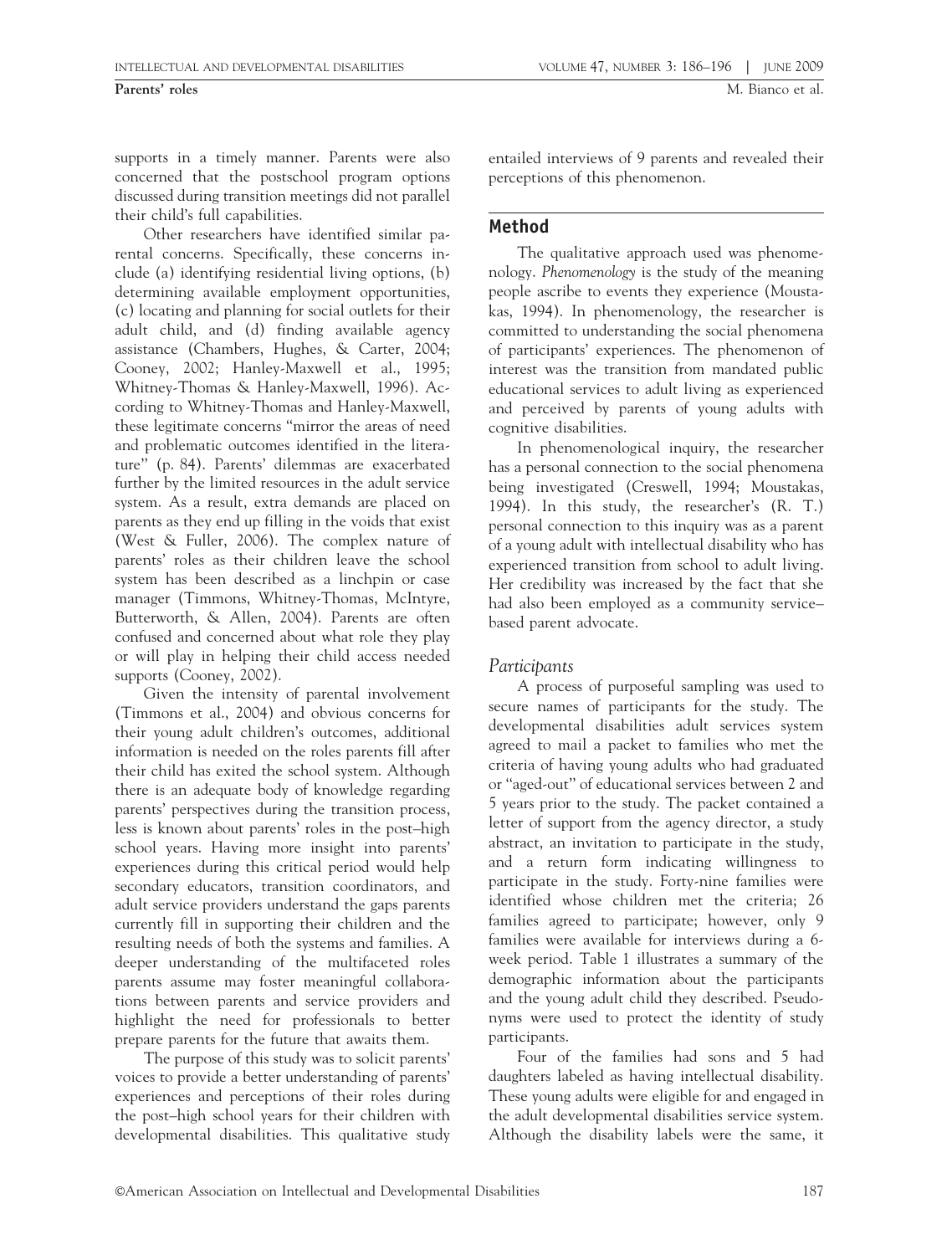supports in a timely manner. Parents were also concerned that the postschool program options discussed during transition meetings did not parallel their child's full capabilities.

Other researchers have identified similar parental concerns. Specifically, these concerns include (a) identifying residential living options, (b) determining available employment opportunities, (c) locating and planning for social outlets for their adult child, and (d) finding available agency assistance (Chambers, Hughes, & Carter, 2004; Cooney, 2002; Hanley-Maxwell et al., 1995; Whitney-Thomas & Hanley-Maxwell, 1996). According to Whitney-Thomas and Hanley-Maxwell, these legitimate concerns "mirror the areas of need and problematic outcomes identified in the literature" (p. 84). Parents' dilemmas are exacerbated further by the limited resources in the adult service system. As a result, extra demands are placed on parents as they end up filling in the voids that exist (West & Fuller, 2006). The complex nature of parents' roles as their children leave the school system has been described as a linchpin or case manager (Timmons, Whitney-Thomas, McIntyre, Butterworth, & Allen, 2004). Parents are often confused and concerned about what role they play or will play in helping their child access needed supports (Cooney, 2002).

Given the intensity of parental involvement (Timmons et al., 2004) and obvious concerns for their young adult children's outcomes, additional information is needed on the roles parents fill after their child has exited the school system. Although there is an adequate body of knowledge regarding parents' perspectives during the transition process, less is known about parents' roles in the post–high school years. Having more insight into parents' experiences during this critical period would help secondary educators, transition coordinators, and adult service providers understand the gaps parents currently fill in supporting their children and the resulting needs of both the systems and families. A deeper understanding of the multifaceted roles parents assume may foster meaningful collaborations between parents and service providers and highlight the need for professionals to better prepare parents for the future that awaits them.

The purpose of this study was to solicit parents' voices to provide a better understanding of parents' experiences and perceptions of their roles during the post–high school years for their children with developmental disabilities. This qualitative study entailed interviews of 9 parents and revealed their perceptions of this phenomenon.

## Method

The qualitative approach used was phenomenology. *Phenomenology* is the study of the meaning people ascribe to events they experience (Moustakas, 1994). In phenomenology, the researcher is committed to understanding the social phenomena of participants' experiences. The phenomenon of interest was the transition from mandated public educational services to adult living as experienced and perceived by parents of young adults with cognitive disabilities.

In phenomenological inquiry, the researcher has a personal connection to the social phenomena being investigated (Creswell, 1994; Moustakas, 1994). In this study, the researcher's (R. T.) personal connection to this inquiry was as a parent of a young adult with intellectual disability who has experienced transition from school to adult living. Her credibility was increased by the fact that she had also been employed as a community service–based parent advocate.

### *Participants*

A process of purposeful sampling was used to secure names of participants for the study. The developmental disabilities adult services system agreed to mail a packet to families who met the criteria of having young adults who had graduated or "aged-out" of educational services between 2 and 5 years prior to the study. The packet contained a letter of support from the agency director, a study abstract, an invitation to participate in the study, and a return form indicating willingness to participate in the study. Forty-nine families were identified whose children met the criteria; 26 families agreed to participate; however, only 9 families were available for interviews during a 6-week period. Table 1 illustrates a summary of the demographic information about the participants and the young adult child they described. Pseudonyms were used to protect the identity of study participants.

Four of the families had sons and 5 had daughters labeled as having intellectual disability. These young adults were eligible for and engaged in the adult developmental disabilities service system. Although the disability labels were the same, it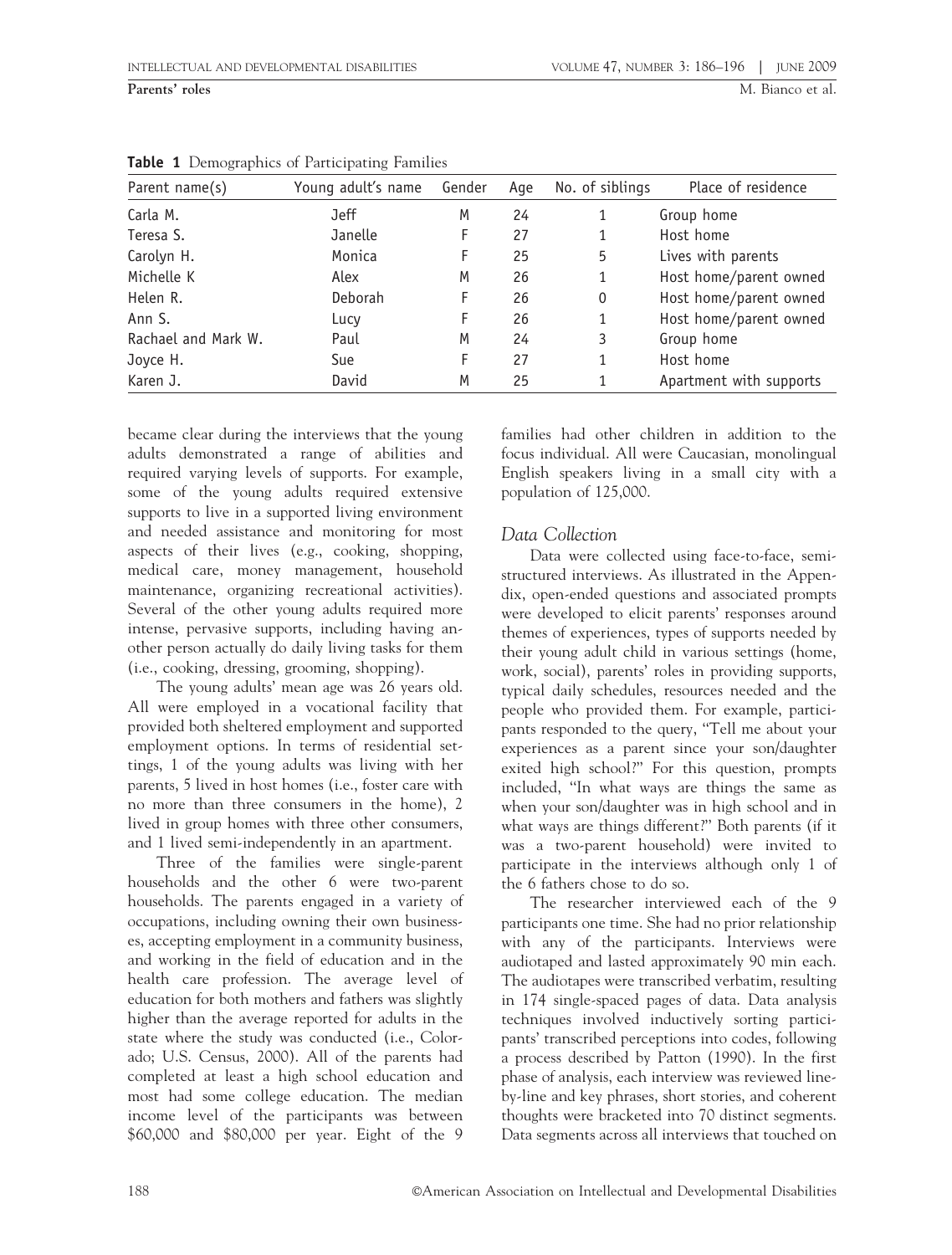**Table 1** Demographics of Participating Families

| Parent name(s) | Young adult's name | Gender | Age | No. of siblings | Place of residence |
|---|---|---|---|---|---|
| Carla M. | Jeff | M | 24 | 1 | Group home |
| Teresa S. | Janelle | F | 27 | 1 | Host home |
| Carolyn H. | Monica | F | 25 | 5 | Lives with parents |
| Michelle K | Alex | M | 26 | 1 | Host home/parent owned |
| Helen R. | Deborah | F | 26 | 0 | Host home/parent owned |
| Ann S. | Lucy | F | 26 | 1 | Host home/parent owned |
| Rachael and Mark W. | Paul | M | 24 | 3 | Group home |
| Joyce H. | Sue | F | 27 | 1 | Host home |
| Karen J. | David | M | 25 | 1 | Apartment with supports |

became clear during the interviews that the young adults demonstrated a range of abilities and required varying levels of supports. For example, some of the young adults required extensive supports to live in a supported living environment and needed assistance and monitoring for most aspects of their lives (e.g., cooking, shopping, medical care, money management, household maintenance, organizing recreational activities). Several of the other young adults required more intense, pervasive supports, including having another person actually do daily living tasks for them (i.e., cooking, dressing, grooming, shopping).

The young adults' mean age was 26 years old. All were employed in a vocational facility that provided both sheltered employment and supported employment options. In terms of residential settings, 1 of the young adults was living with her parents, 5 lived in host homes (i.e., foster care with no more than three consumers in the home), 2 lived in group homes with three other consumers, and 1 lived semi-independently in an apartment.

Three of the families were single-parent households and the other 6 were two-parent households. The parents engaged in a variety of occupations, including owning their own businesses, accepting employment in a community business, and working in the field of education and in the health care profession. The average level of education for both mothers and fathers was slightly higher than the average reported for adults in the state where the study was conducted (i.e., Colorado; U.S. Census, 2000). All of the parents had completed at least a high school education and most had some college education. The median income level of the participants was between \$60,000 and \$80,000 per year. Eight of the 9 families had other children in addition to the focus individual. All were Caucasian, monolingual English speakers living in a small city with a population of 125,000.

### *Data Collection*

Data were collected using face-to-face, semi-structured interviews. As illustrated in the Appendix, open-ended questions and associated prompts were developed to elicit parents' responses around themes of experiences, types of supports needed by their young adult child in various settings (home, work, social), parents' roles in providing supports, typical daily schedules, resources needed and the people who provided them. For example, participants responded to the query, "Tell me about your experiences as a parent since your son/daughter exited high school?" For this question, prompts included, "In what ways are things the same as when your son/daughter was in high school and in what ways are things different?" Both parents (if it was a two-parent household) were invited to participate in the interviews although only 1 of the 6 fathers chose to do so.

The researcher interviewed each of the 9 participants one time. She had no prior relationship with any of the participants. Interviews were audiotaped and lasted approximately 90 min each. The audiotapes were transcribed verbatim, resulting in 174 single-spaced pages of data. Data analysis techniques involved inductively sorting participants' transcribed perceptions into codes, following a process described by Patton (1990). In the first phase of analysis, each interview was reviewed line-by-line and key phrases, short stories, and coherent thoughts were bracketed into 70 distinct segments. Data segments across all interviews that touched on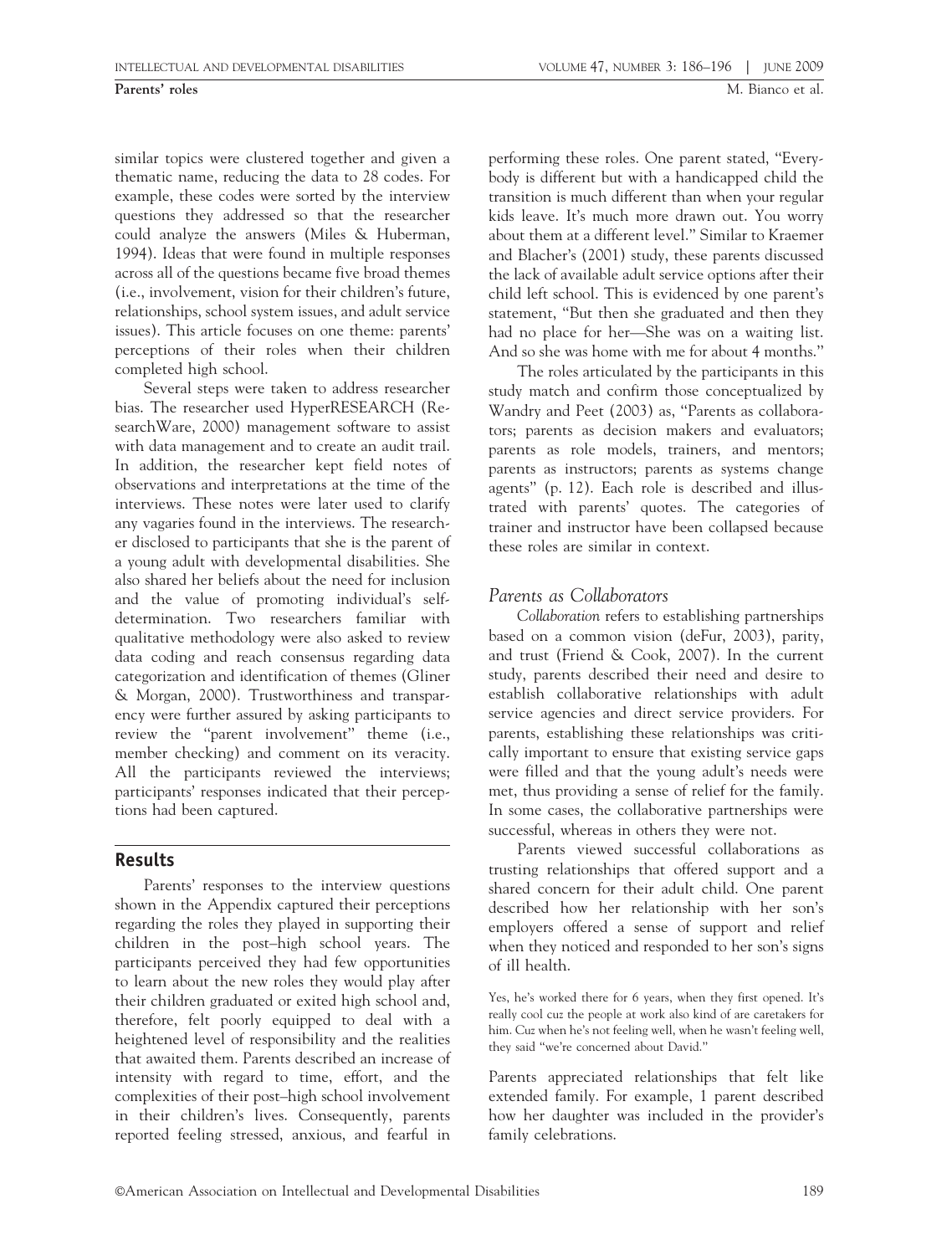similar topics were clustered together and given a thematic name, reducing the data to 28 codes. For example, these codes were sorted by the interview questions they addressed so that the researcher could analyze the answers (Miles & Huberman, 1994). Ideas that were found in multiple responses across all of the questions became five broad themes (i.e., involvement, vision for their children's future, relationships, school system issues, and adult service issues). This article focuses on one theme: parents' perceptions of their roles when their children completed high school.

Several steps were taken to address researcher bias. The researcher used HyperRESEARCH (ResearchWare, 2000) management software to assist with data management and to create an audit trail. In addition, the researcher kept field notes of observations and interpretations at the time of the interviews. These notes were later used to clarify any vagaries found in the interviews. The researcher disclosed to participants that she is the parent of a young adult with developmental disabilities. She also shared her beliefs about the need for inclusion and the value of promoting individual's self-determination. Two researchers familiar with qualitative methodology were also asked to review data coding and reach consensus regarding data categorization and identification of themes (Gliner & Morgan, 2000). Trustworthiness and transparency were further assured by asking participants to review the "parent involvement" theme (i.e., member checking) and comment on its veracity. All the participants reviewed the interviews; participants' responses indicated that their perceptions had been captured.

## Results

Parents' responses to the interview questions shown in the Appendix captured their perceptions regarding the roles they played in supporting their children in the post–high school years. The participants perceived they had few opportunities to learn about the new roles they would play after their children graduated or exited high school and, therefore, felt poorly equipped to deal with a heightened level of responsibility and the realities that awaited them. Parents described an increase of intensity with regard to time, effort, and the complexities of their post–high school involvement in their children's lives. Consequently, parents reported feeling stressed, anxious, and fearful in performing these roles. One parent stated, "Everybody is different but with a handicapped child the transition is much different than when your regular kids leave. It's much more drawn out. You worry about them at a different level." Similar to Kraemer and Blacher's (2001) study, these parents discussed the lack of available adult service options after their child left school. This is evidenced by one parent's statement, "But then she graduated and then they had no place for her—She was on a waiting list. And so she was home with me for about 4 months."

The roles articulated by the participants in this study match and confirm those conceptualized by Wandry and Peet (2003) as, "Parents as collaborators; parents as decision makers and evaluators; parents as role models, trainers, and mentors; parents as instructors; parents as systems change agents" (p. 12). Each role is described and illustrated with parents' quotes. The categories of trainer and instructor have been collapsed because these roles are similar in context.

### *Parents as Collaborators*

*Collaboration* refers to establishing partnerships based on a common vision (deFur, 2003), parity, and trust (Friend & Cook, 2007). In the current study, parents described their need and desire to establish collaborative relationships with adult service agencies and direct service providers. For parents, establishing these relationships was critically important to ensure that existing service gaps were filled and that the young adult's needs were met, thus providing a sense of relief for the family. In some cases, the collaborative partnerships were successful, whereas in others they were not.

Parents viewed successful collaborations as trusting relationships that offered support and a shared concern for their adult child. One parent described how her relationship with her son's employers offered a sense of support and relief when they noticed and responded to her son's signs of ill health.

> Yes, he's worked there for 6 years, when they first opened. It's really cool cuz the people at work also kind of are caretakers for him. Cuz when he's not feeling well, when he wasn't feeling well, they said "we're concerned about David."

Parents appreciated relationships that felt like extended family. For example, 1 parent described how her daughter was included in the provider's family celebrations.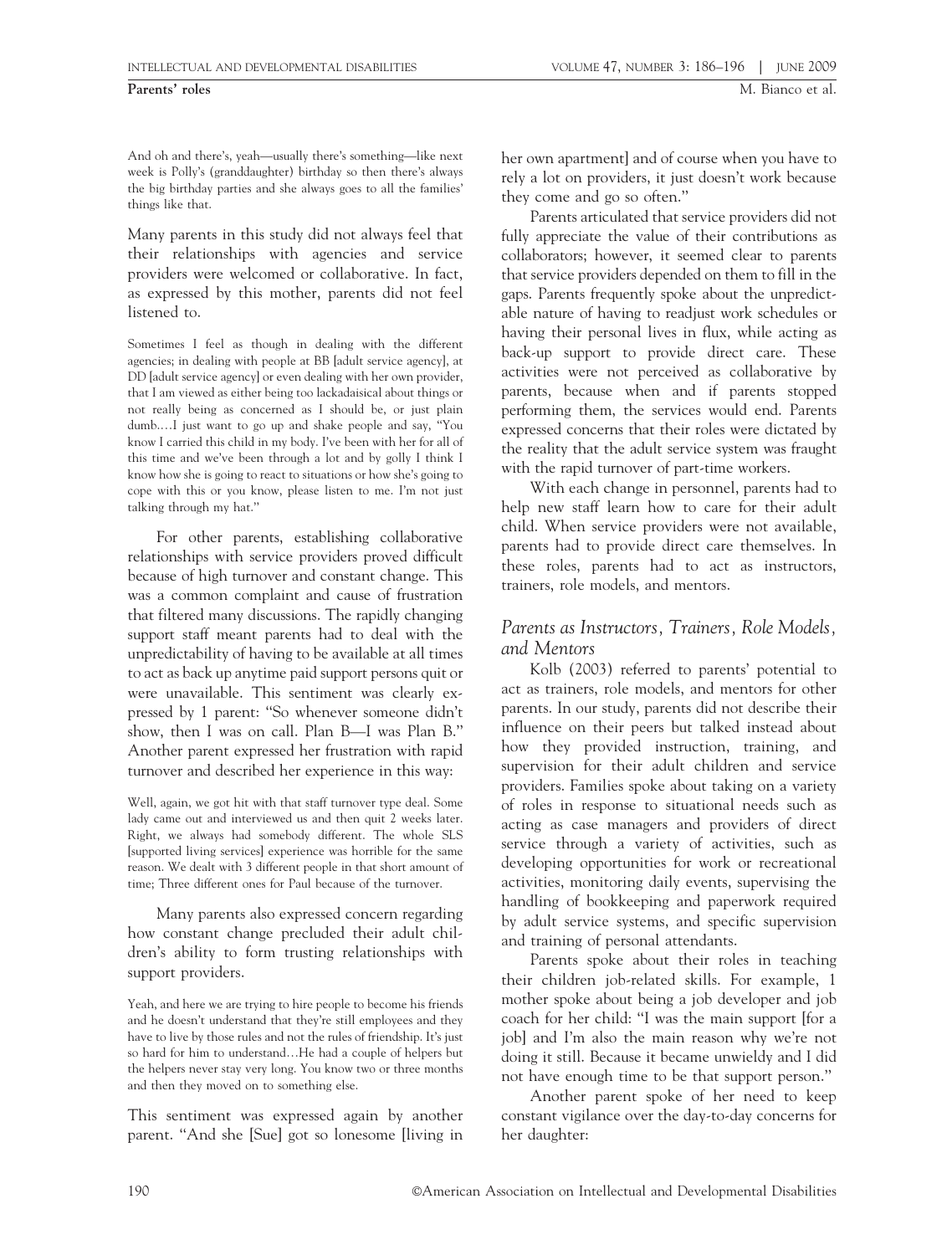And oh and there's, yeah—usually there's something—like next week is Polly's (granddaughter) birthday so then there's always the big birthday parties and she always goes to all the families' things like that.

Many parents in this study did not always feel that their relationships with agencies and service providers were welcomed or collaborative. In fact, as expressed by this mother, parents did not feel listened to.

> Sometimes I feel as though in dealing with the different agencies; in dealing with people at BB [adult service agency], at DD [adult service agency] or even dealing with her own provider, that I am viewed as either being too lackadaisical about things or not really being as concerned as I should be, or just plain dumb.…I just want to go up and shake people and say, "You know I carried this child in my body. I've been with her for all of this time and we've been through a lot and by golly I think I know how she is going to react to situations or how she's going to cope with this or you know, please listen to me. I'm not just talking through my hat."

For other parents, establishing collaborative relationships with service providers proved difficult because of high turnover and constant change. This was a common complaint and cause of frustration that filtered many discussions. The rapidly changing support staff meant parents had to deal with the unpredictability of having to be available at all times to act as back up anytime paid support persons quit or were unavailable. This sentiment was clearly expressed by 1 parent: "So whenever someone didn't show, then I was on call. Plan B—I was Plan B." Another parent expressed her frustration with rapid turnover and described her experience in this way:

> Well, again, we got hit with that staff turnover type deal. Some lady came out and interviewed us and then quit 2 weeks later. Right, we always had somebody different. The whole SLS [supported living services] experience was horrible for the same reason. We dealt with 3 different people in that short amount of time; Three different ones for Paul because of the turnover.

Many parents also expressed concern regarding how constant change precluded their adult children's ability to form trusting relationships with support providers.

> Yeah, and here we are trying to hire people to become his friends and he doesn't understand that they're still employees and they have to live by those rules and not the rules of friendship. It's just so hard for him to understand…He had a couple of helpers but the helpers never stay very long. You know two or three months and then they moved on to something else.

This sentiment was expressed again by another parent. "And she [Sue] got so lonesome [living in her own apartment] and of course when you have to rely a lot on providers, it just doesn't work because they come and go so often."

Parents articulated that service providers did not fully appreciate the value of their contributions as collaborators; however, it seemed clear to parents that service providers depended on them to fill in the gaps. Parents frequently spoke about the unpredictable nature of having to readjust work schedules or having their personal lives in flux, while acting as back-up support to provide direct care. These activities were not perceived as collaborative by parents, because when and if parents stopped performing them, the services would end. Parents expressed concerns that their roles were dictated by the reality that the adult service system was fraught with the rapid turnover of part-time workers.

With each change in personnel, parents had to help new staff learn how to care for their adult child. When service providers were not available, parents had to provide direct care themselves. In these roles, parents had to act as instructors, trainers, role models, and mentors.

### *Parents as Instructors, Trainers, Role Models, and Mentors*

Kolb (2003) referred to parents' potential to act as trainers, role models, and mentors for other parents. In our study, parents did not describe their influence on their peers but talked instead about how they provided instruction, training, and supervision for their adult children and service providers. Families spoke about taking on a variety of roles in response to situational needs such as acting as case managers and providers of direct service through a variety of activities, such as developing opportunities for work or recreational activities, monitoring daily events, supervising the handling of bookkeeping and paperwork required by adult service systems, and specific supervision and training of personal attendants.

Parents spoke about their roles in teaching their children job-related skills. For example, 1 mother spoke about being a job developer and job coach for her child: "I was the main support [for a job] and I'm also the main reason why we're not doing it still. Because it became unwieldy and I did not have enough time to be that support person."

Another parent spoke of her need to keep constant vigilance over the day-to-day concerns for her daughter: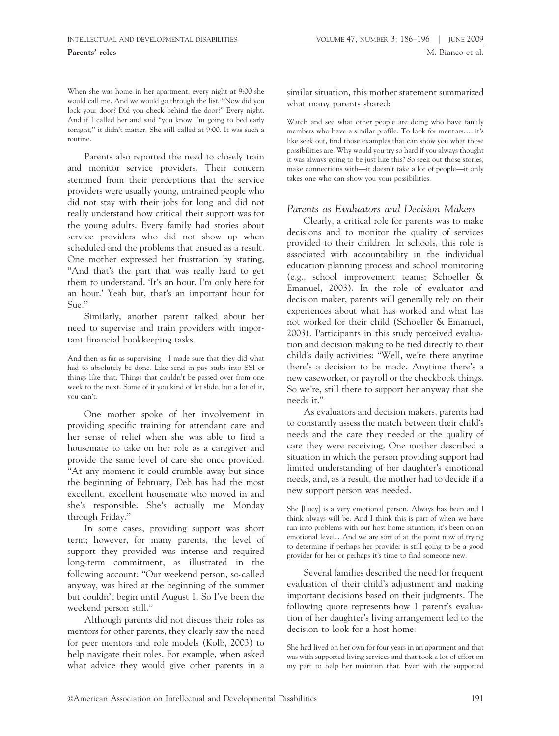When she was home in her apartment, every night at 9:00 she would call me. And we would go through the list. "Now did you lock your door? Did you check behind the door?" Every night. And if I called her and said "you know I'm going to bed early tonight," it didn't matter. She still called at 9:00. It was such a routine.

Parents also reported the need to closely train and monitor service providers. Their concern stemmed from their perceptions that the service providers were usually young, untrained people who did not stay with their jobs for long and did not really understand how critical their support was for the young adults. Every family had stories about service providers who did not show up when scheduled and the problems that ensued as a result. One mother expressed her frustration by stating, "And that's the part that was really hard to get them to understand. 'It's an hour. I'm only here for an hour.' Yeah but, that's an important hour for Sue."

Similarly, another parent talked about her need to supervise and train providers with important financial bookkeeping tasks.

And then as far as supervising—I made sure that they did what had to absolutely be done. Like send in pay stubs into SSI or things like that. Things that couldn't be passed over from one week to the next. Some of it you kind of let slide, but a lot of it, you can't.

One mother spoke of her involvement in providing specific training for attendant care and her sense of relief when she was able to find a housemate to take on her role as a caregiver and provide the same level of care she once provided. "At any moment it could crumble away but since the beginning of February, Deb has had the most excellent, excellent housemate who moved in and she's responsible. She's actually me Monday through Friday."

In some cases, providing support was short term; however, for many parents, the level of support they provided was intense and required long-term commitment, as illustrated in the following account: "Our weekend person, so-called anyway, was hired at the beginning of the summer but couldn't begin until August 1. So I've been the weekend person still."

Although parents did not discuss their roles as mentors for other parents, they clearly saw the need for peer mentors and role models (Kolb, 2003) to help navigate their roles. For example, when asked what advice they would give other parents in a similar situation, this mother statement summarized what many parents shared:

Watch and see what other people are doing who have family members who have a similar profile. To look for mentors…. it's like seek out, find those examples that can show you what those possibilities are. Why would you try so hard if you always thought it was always going to be just like this? So seek out those stories, make connections with—it doesn't take a lot of people—it only takes one who can show you your possibilities.

### *Parents as Evaluators and Decision Makers*

Clearly, a critical role for parents was to make decisions and to monitor the quality of services provided to their children. In schools, this role is associated with accountability in the individual education planning process and school monitoring (e.g., school improvement teams; Schoeller & Emanuel, 2003). In the role of evaluator and decision maker, parents will generally rely on their experiences about what has worked and what has not worked for their child (Schoeller & Emanuel, 2003). Participants in this study perceived evaluation and decision making to be tied directly to their child's daily activities: "Well, we're there anytime there's a decision to be made. Anytime there's a new caseworker, or payroll or the checkbook things. So we're, still there to support her anyway that she needs it."

As evaluators and decision makers, parents had to constantly assess the match between their child's needs and the care they needed or the quality of care they were receiving. One mother described a situation in which the person providing support had limited understanding of her daughter's emotional needs, and, as a result, the mother had to decide if a new support person was needed.

She [Lucy] is a very emotional person. Always has been and I think always will be. And I think this is part of when we have run into problems with our host home situation, it's been on an emotional level…And we are sort of at the point now of trying to determine if perhaps her provider is still going to be a good provider for her or perhaps it's time to find someone new.

Several families described the need for frequent evaluation of their child's adjustment and making important decisions based on their judgments. The following quote represents how 1 parent's evaluation of her daughter's living arrangement led to the decision to look for a host home:

She had lived on her own for four years in an apartment and that was with supported living services and that took a lot of effort on my part to help her maintain that. Even with the supported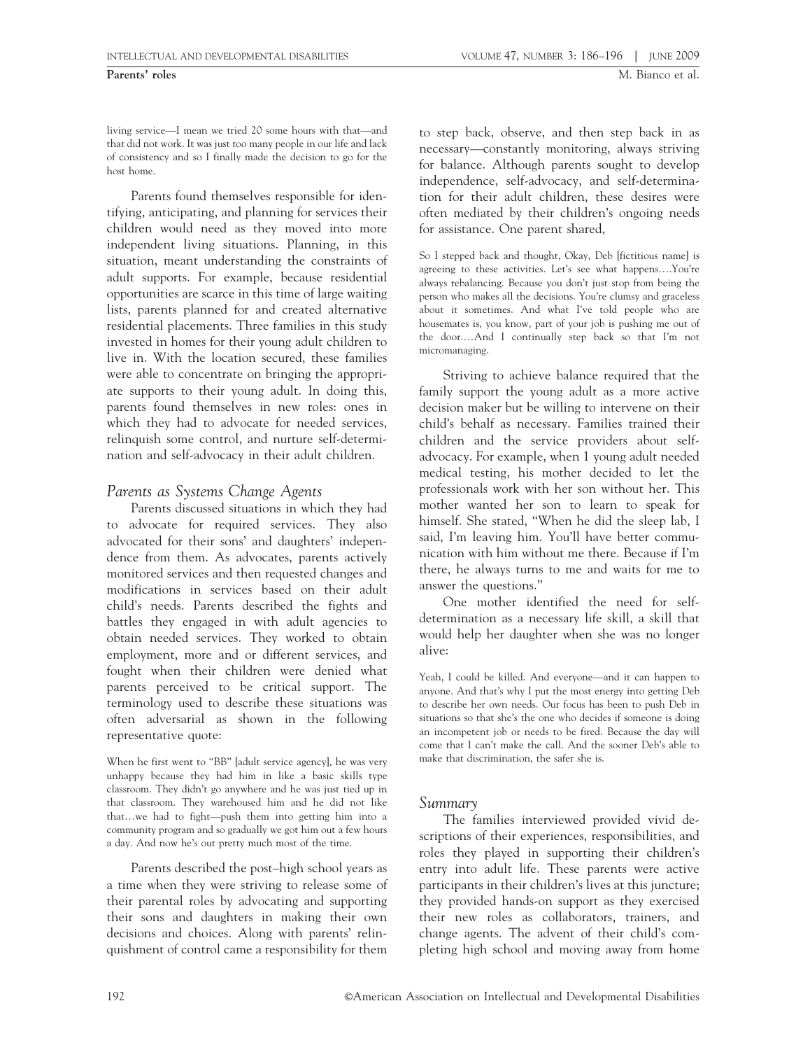living service—I mean we tried 20 some hours with that—and that did not work. It was just too many people in our life and lack of consistency and so I finally made the decision to go for the host home.

Parents found themselves responsible for identifying, anticipating, and planning for services their children would need as they moved into more independent living situations. Planning, in this situation, meant understanding the constraints of adult supports. For example, because residential opportunities are scarce in this time of large waiting lists, parents planned for and created alternative residential placements. Three families in this study invested in homes for their young adult children to live in. With the location secured, these families were able to concentrate on bringing the appropriate supports to their young adult. In doing this, parents found themselves in new roles: ones in which they had to advocate for needed services, relinquish some control, and nurture self-determination and self-advocacy in their adult children.

### *Parents as Systems Change Agents*

Parents discussed situations in which they had to advocate for required services. They also advocated for their sons' and daughters' independence from them. As advocates, parents actively monitored services and then requested changes and modifications in services based on their adult child's needs. Parents described the fights and battles they engaged in with adult agencies to obtain needed services. They worked to obtain employment, more and or different services, and fought when their children were denied what parents perceived to be critical support. The terminology used to describe these situations was often adversarial as shown in the following representative quote:

When he first went to "BB" [adult service agency], he was very unhappy because they had him in like a basic skills type classroom. They didn't go anywhere and he was just tied up in that classroom. They warehoused him and he did not like that…we had to fight—push them into getting him into a community program and so gradually we got him out a few hours a day. And now he's out pretty much most of the time.

Parents described the post–high school years as a time when they were striving to release some of their parental roles by advocating and supporting their sons and daughters in making their own decisions and choices. Along with parents' relinquishment of control came a responsibility for them to step back, observe, and then step back in as necessary—constantly monitoring, always striving for balance. Although parents sought to develop independence, self-advocacy, and self-determination for their adult children, these desires were often mediated by their children's ongoing needs for assistance. One parent shared,

So I stepped back and thought, Okay, Deb [fictitious name] is agreeing to these activities. Let's see what happens….You're always rebalancing. Because you don't just stop from being the person who makes all the decisions. You're clumsy and graceless about it sometimes. And what I've told people who are housemates is, you know, part of your job is pushing me out of the door.…And I continually step back so that I'm not micromanaging.

Striving to achieve balance required that the family support the young adult as a more active decision maker but be willing to intervene on their child's behalf as necessary. Families trained their children and the service providers about self-advocacy. For example, when 1 young adult needed medical testing, his mother decided to let the professionals work with her son without her. This mother wanted her son to learn to speak for himself. She stated, "When he did the sleep lab, I said, I'm leaving him. You'll have better communication with him without me there. Because if I'm there, he always turns to me and waits for me to answer the questions."

One mother identified the need for self-determination as a necessary life skill, a skill that would help her daughter when she was no longer alive:

Yeah, I could be killed. And everyone—and it can happen to anyone. And that's why I put the most energy into getting Deb to describe her own needs. Our focus has been to push Deb in situations so that she's the one who decides if someone is doing an incompetent job or needs to be fired. Because the day will come that I can't make the call. And the sooner Deb's able to make that discrimination, the safer she is.

### *Summary*

The families interviewed provided vivid descriptions of their experiences, responsibilities, and roles they played in supporting their children's entry into adult life. These parents were active participants in their children's lives at this juncture; they provided hands-on support as they exercised their new roles as collaborators, trainers, and change agents. The advent of their child's completing high school and moving away from home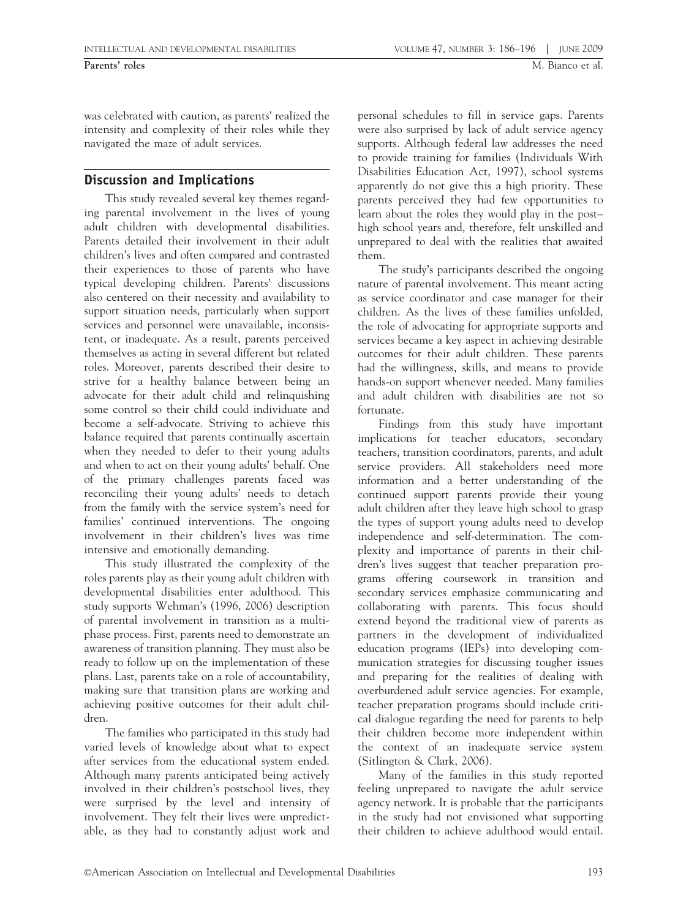was celebrated with caution, as parents' realized the intensity and complexity of their roles while they navigated the maze of adult services.

## Discussion and Implications

This study revealed several key themes regarding parental involvement in the lives of young adult children with developmental disabilities. Parents detailed their involvement in their adult children's lives and often compared and contrasted their experiences to those of parents who have typical developing children. Parents' discussions also centered on their necessity and availability to support situation needs, particularly when support services and personnel were unavailable, inconsistent, or inadequate. As a result, parents perceived themselves as acting in several different but related roles. Moreover, parents described their desire to strive for a healthy balance between being an advocate for their adult child and relinquishing some control so their child could individuate and become a self-advocate. Striving to achieve this balance required that parents continually ascertain when they needed to defer to their young adults and when to act on their young adults' behalf. One of the primary challenges parents faced was reconciling their young adults' needs to detach from the family with the service system's need for families' continued interventions. The ongoing involvement in their children's lives was time intensive and emotionally demanding.

This study illustrated the complexity of the roles parents play as their young adult children with developmental disabilities enter adulthood. This study supports Wehman's (1996, 2006) description of parental involvement in transition as a multiphase process. First, parents need to demonstrate an awareness of transition planning. They must also be ready to follow up on the implementation of these plans. Last, parents take on a role of accountability, making sure that transition plans are working and achieving positive outcomes for their adult children.

The families who participated in this study had varied levels of knowledge about what to expect after services from the educational system ended. Although many parents anticipated being actively involved in their children's postschool lives, they were surprised by the level and intensity of involvement. They felt their lives were unpredictable, as they had to constantly adjust work and personal schedules to fill in service gaps. Parents were also surprised by lack of adult service agency supports. Although federal law addresses the need to provide training for families (Individuals With Disabilities Education Act, 1997), school systems apparently do not give this a high priority. These parents perceived they had few opportunities to learn about the roles they would play in the post–high school years and, therefore, felt unskilled and unprepared to deal with the realities that awaited them.

The study's participants described the ongoing nature of parental involvement. This meant acting as service coordinator and case manager for their children. As the lives of these families unfolded, the role of advocating for appropriate supports and services became a key aspect in achieving desirable outcomes for their adult children. These parents had the willingness, skills, and means to provide hands-on support whenever needed. Many families and adult children with disabilities are not so fortunate.

Findings from this study have important implications for teacher educators, secondary teachers, transition coordinators, parents, and adult service providers. All stakeholders need more information and a better understanding of the continued support parents provide their young adult children after they leave high school to grasp the types of support young adults need to develop independence and self-determination. The complexity and importance of parents in their children's lives suggest that teacher preparation programs offering coursework in transition and secondary services emphasize communicating and collaborating with parents. This focus should extend beyond the traditional view of parents as partners in the development of individualized education programs (IEPs) into developing communication strategies for discussing tougher issues and preparing for the realities of dealing with overburdened adult service agencies. For example, teacher preparation programs should include critical dialogue regarding the need for parents to help their children become more independent within the context of an inadequate service system (Sitlington & Clark, 2006).

Many of the families in this study reported feeling unprepared to navigate the adult service agency network. It is probable that the participants in the study had not envisioned what supporting their children to achieve adulthood would entail.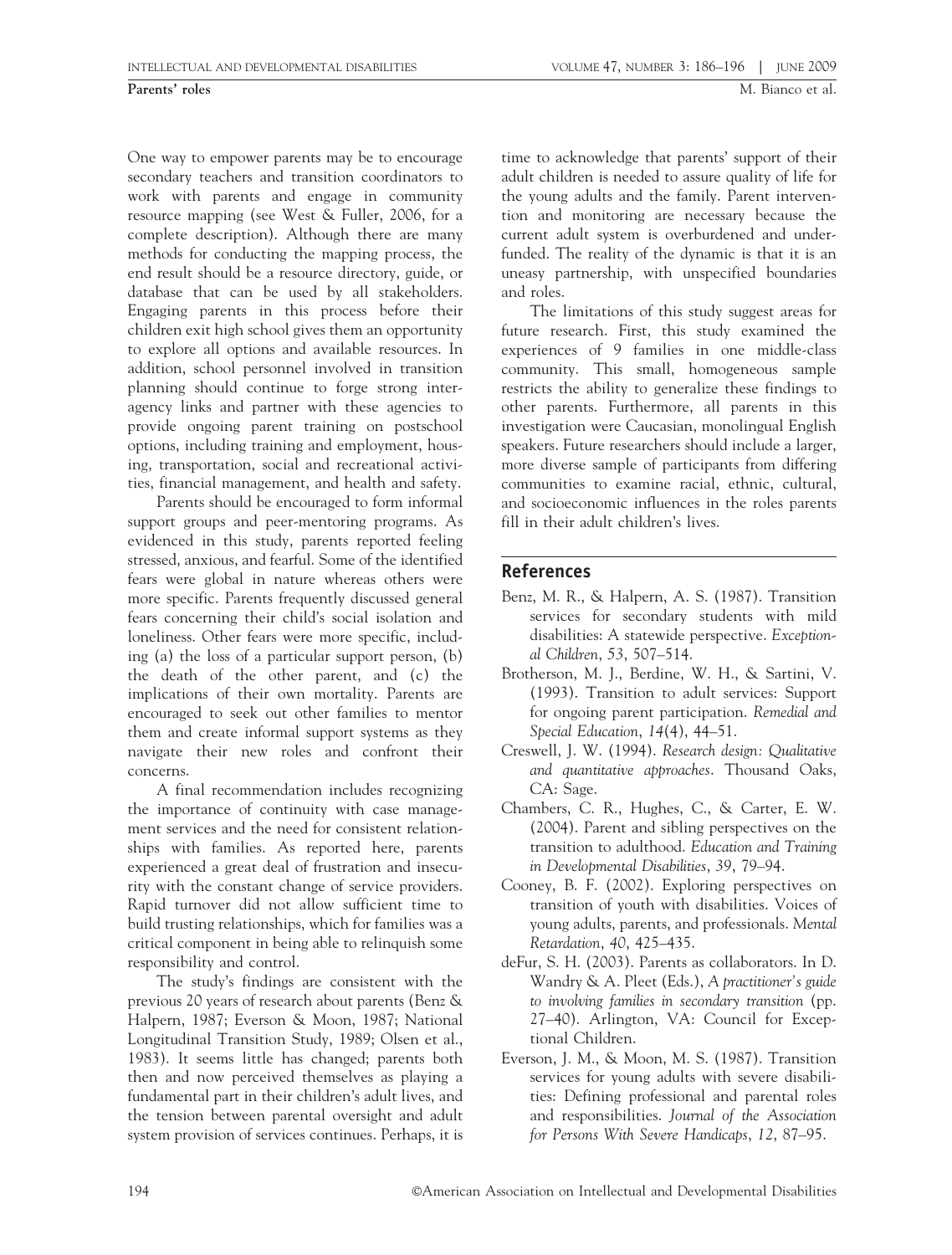One way to empower parents may be to encourage secondary teachers and transition coordinators to work with parents and engage in community resource mapping (see West & Fuller, 2006, for a complete description). Although there are many methods for conducting the mapping process, the end result should be a resource directory, guide, or database that can be used by all stakeholders. Engaging parents in this process before their children exit high school gives them an opportunity to explore all options and available resources. In addition, school personnel involved in transition planning should continue to forge strong interagency links and partner with these agencies to provide ongoing parent training on postschool options, including training and employment, housing, transportation, social and recreational activities, financial management, and health and safety.

Parents should be encouraged to form informal support groups and peer-mentoring programs. As evidenced in this study, parents reported feeling stressed, anxious, and fearful. Some of the identified fears were global in nature whereas others were more specific. Parents frequently discussed general fears concerning their child's social isolation and loneliness. Other fears were more specific, including (a) the loss of a particular support person, (b) the death of the other parent, and (c) the implications of their own mortality. Parents are encouraged to seek out other families to mentor them and create informal support systems as they navigate their new roles and confront their concerns.

A final recommendation includes recognizing the importance of continuity with case management services and the need for consistent relationships with families. As reported here, parents experienced a great deal of frustration and insecurity with the constant change of service providers. Rapid turnover did not allow sufficient time to build trusting relationships, which for families was a critical component in being able to relinquish some responsibility and control.

The study's findings are consistent with the previous 20 years of research about parents (Benz & Halpern, 1987; Everson & Moon, 1987; National Longitudinal Transition Study, 1989; Olsen et al., 1983). It seems little has changed; parents both then and now perceived themselves as playing a fundamental part in their children's adult lives, and the tension between parental oversight and adult system provision of services continues. Perhaps, it is time to acknowledge that parents' support of their adult children is needed to assure quality of life for the young adults and the family. Parent intervention and monitoring are necessary because the current adult system is overburdened and underfunded. The reality of the dynamic is that it is an uneasy partnership, with unspecified boundaries and roles.

The limitations of this study suggest areas for future research. First, this study examined the experiences of 9 families in one middle-class community. This small, homogeneous sample restricts the ability to generalize these findings to other parents. Furthermore, all parents in this investigation were Caucasian, monolingual English speakers. Future researchers should include a larger, more diverse sample of participants from differing communities to examine racial, ethnic, cultural, and socioeconomic influences in the roles parents fill in their adult children's lives.

## References

Benz, M. R., & Halpern, A. S. (1987). Transition services for secondary students with mild disabilities: A statewide perspective. *Exceptional Children*, *53*, 507–514.

Brotherson, M. J., Berdine, W. H., & Sartini, V. (1993). Transition to adult services: Support for ongoing parent participation. *Remedial and Special Education*, *14*(4), 44–51.

Creswell, J. W. (1994). *Research design: Qualitative and quantitative approaches*. Thousand Oaks, CA: Sage.

Chambers, C. R., Hughes, C., & Carter, E. W. (2004). Parent and sibling perspectives on the transition to adulthood. *Education and Training in Developmental Disabilities*, *39*, 79–94.

Cooney, B. F. (2002). Exploring perspectives on transition of youth with disabilities. Voices of young adults, parents, and professionals. *Mental Retardation*, *40*, 425–435.

deFur, S. H. (2003). Parents as collaborators. In D. Wandry & A. Pleet (Eds.), *A practitioner's guide to involving families in secondary transition* (pp. 27–40). Arlington, VA: Council for Exceptional Children.

Everson, J. M., & Moon, M. S. (1987). Transition services for young adults with severe disabilities: Defining professional and parental roles and responsibilities. *Journal of the Association for Persons With Severe Handicaps*, *12*, 87–95.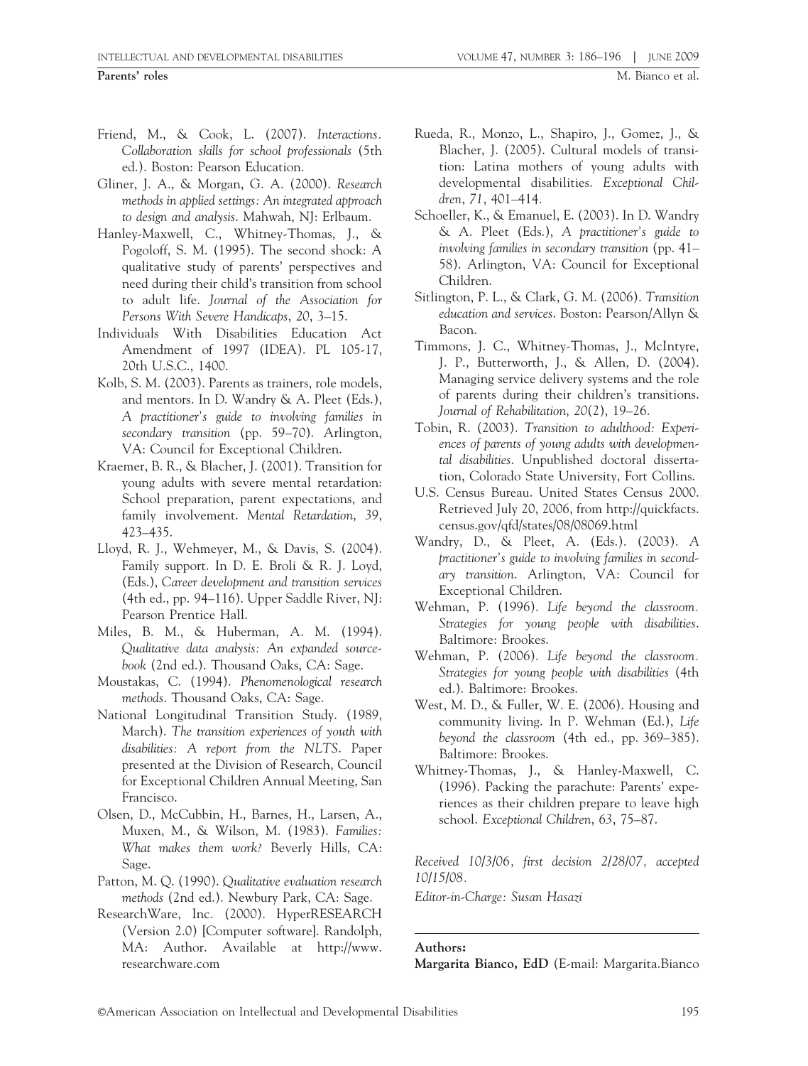Friend, M., & Cook, L. (2007). *Interactions. Collaboration skills for school professionals* (5th ed.). Boston: Pearson Education.

Gliner, J. A., & Morgan, G. A. (2000). *Research methods in applied settings: An integrated approach to design and analysis*. Mahwah, NJ: Erlbaum.

Hanley-Maxwell, C., Whitney-Thomas, J., & Pogoloff, S. M. (1995). The second shock: A qualitative study of parents' perspectives and need during their child's transition from school to adult life. *Journal of the Association for Persons With Severe Handicaps*, *20*, 3–15.

Individuals With Disabilities Education Act Amendment of 1997 (IDEA). PL 105-17, 20th U.S.C., 1400.

Kolb, S. M. (2003). Parents as trainers, role models, and mentors. In D. Wandry & A. Pleet (Eds.), *A practitioner's guide to involving families in secondary transition* (pp. 59–70). Arlington, VA: Council for Exceptional Children.

Kraemer, B. R., & Blacher, J. (2001). Transition for young adults with severe mental retardation: School preparation, parent expectations, and family involvement. *Mental Retardation*, *39*, 423–435.

Lloyd, R. J., Wehmeyer, M., & Davis, S. (2004). Family support. In D. E. Broli & R. J. Loyd, (Eds.), *Career development and transition services* (4th ed., pp. 94–116). Upper Saddle River, NJ: Pearson Prentice Hall.

Miles, B. M., & Huberman, A. M. (1994). *Qualitative data analysis: An expanded sourcebook* (2nd ed.). Thousand Oaks, CA: Sage.

Moustakas, C. (1994). *Phenomenological research methods*. Thousand Oaks, CA: Sage.

National Longitudinal Transition Study. (1989, March). *The transition experiences of youth with disabilities: A report from the NLTS*. Paper presented at the Division of Research, Council for Exceptional Children Annual Meeting, San Francisco.

Olsen, D., McCubbin, H., Barnes, H., Larsen, A., Muxen, M., & Wilson, M. (1983). *Families: What makes them work?* Beverly Hills, CA: Sage.

Patton, M. Q. (1990). *Qualitative evaluation research methods* (2nd ed.). Newbury Park, CA: Sage.

ResearchWare, Inc. (2000). HyperRESEARCH (Version 2.0) [Computer software]. Randolph, MA: Author. Available at http://www.researchware.com

Rueda, R., Monzo, L., Shapiro, J., Gomez, J., & Blacher, J. (2005). Cultural models of transition: Latina mothers of young adults with developmental disabilities. *Exceptional Children*, *71*, 401–414.

Schoeller, K., & Emanuel, E. (2003). In D. Wandry & A. Pleet (Eds.), *A practitioner's guide to involving families in secondary transition* (pp. 41–58). Arlington, VA: Council for Exceptional Children.

Sitlington, P. L., & Clark, G. M. (2006). *Transition education and services*. Boston: Pearson/Allyn & Bacon.

Timmons, J. C., Whitney-Thomas, J., McIntyre, J. P., Butterworth, J., & Allen, D. (2004). Managing service delivery systems and the role of parents during their children's transitions. *Journal of Rehabilitation*, *20*(2), 19–26.

Tobin, R. (2003). *Transition to adulthood: Experiences of parents of young adults with developmental disabilities*. Unpublished doctoral dissertation, Colorado State University, Fort Collins.

U.S. Census Bureau. United States Census 2000. Retrieved July 20, 2006, from http://quickfacts.census.gov/qfd/states/08/08069.html

Wandry, D., & Pleet, A. (Eds.). (2003). *A practitioner's guide to involving families in secondary transition*. Arlington, VA: Council for Exceptional Children.

Wehman, P. (1996). *Life beyond the classroom. Strategies for young people with disabilities*. Baltimore: Brookes.

Wehman, P. (2006). *Life beyond the classroom. Strategies for young people with disabilities* (4th ed.). Baltimore: Brookes.

West, M. D., & Fuller, W. E. (2006). Housing and community living. In P. Wehman (Ed.), *Life beyond the classroom* (4th ed., pp. 369–385). Baltimore: Brookes.

Whitney-Thomas, J., & Hanley-Maxwell, C. (1996). Packing the parachute: Parents' experiences as their children prepare to leave high school. *Exceptional Children*, *63*, 75–87.

*Received 10/3/06, first decision 2/28/07, accepted 10/15/08.*

*Editor-in-Charge: Susan Hasazi*

**Authors:**

**Margarita Bianco, EdD** (E-mail: Margarita.Bianco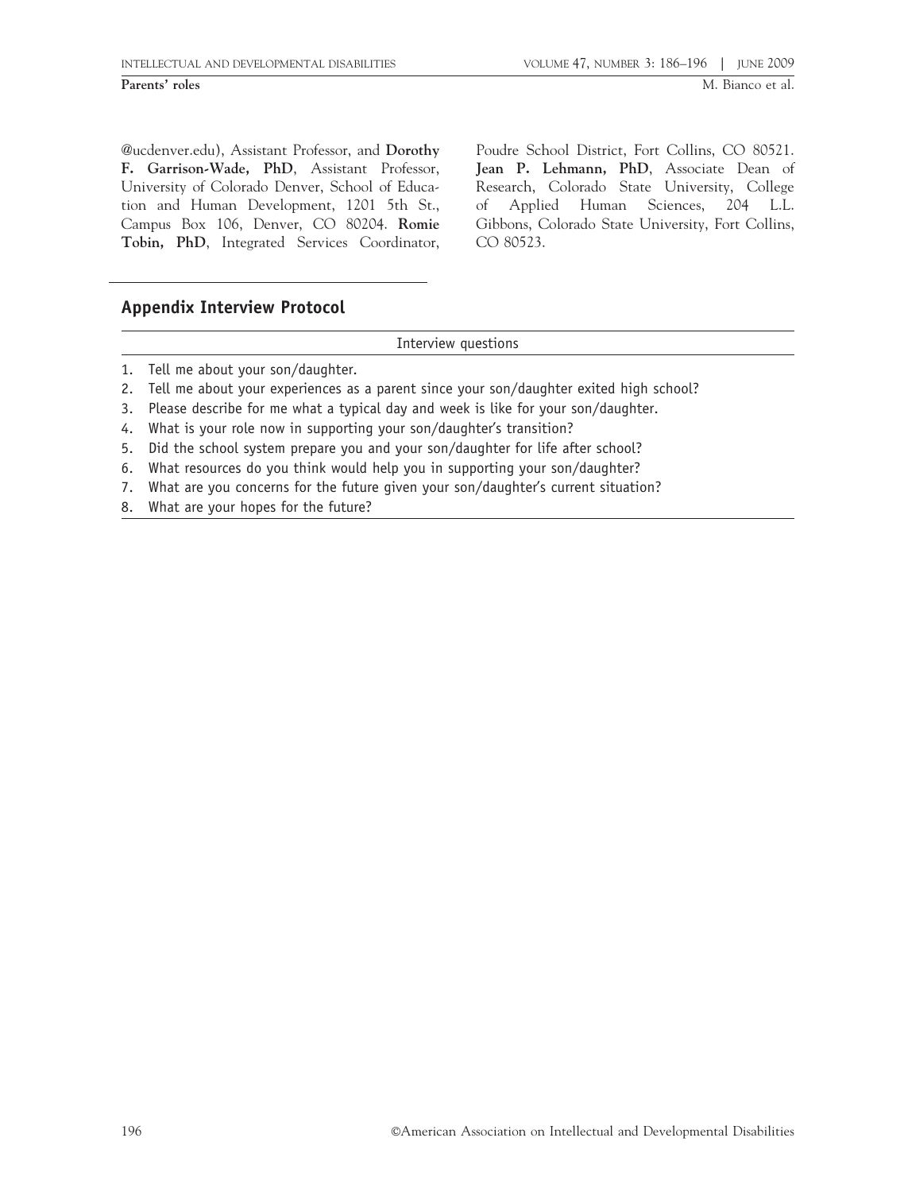@ucdenver.edu), Assistant Professor, and **Dorothy F. Garrison-Wade, PhD**, Assistant Professor, University of Colorado Denver, School of Education and Human Development, 1201 5th St., Campus Box 106, Denver, CO 80204. **Romie Tobin, PhD**, Integrated Services Coordinator, Poudre School District, Fort Collins, CO 80521. **Jean P. Lehmann, PhD**, Associate Dean of Research, Colorado State University, College of Applied Human Sciences, 204 L.L. Gibbons, Colorado State University, Fort Collins, CO 80523.

## Appendix Interview Protocol

| Interview questions |
|---|
| 1. Tell me about your son/daughter. |
| 2. Tell me about your experiences as a parent since your son/daughter exited high school? |
| 3. Please describe for me what a typical day and week is like for your son/daughter. |
| 4. What is your role now in supporting your son/daughter's transition? |
| 5. Did the school system prepare you and your son/daughter for life after school? |
| 6. What resources do you think would help you in supporting your son/daughter? |
| 7. What are you concerns for the future given your son/daughter's current situation? |
| 8. What are your hopes for the future? |